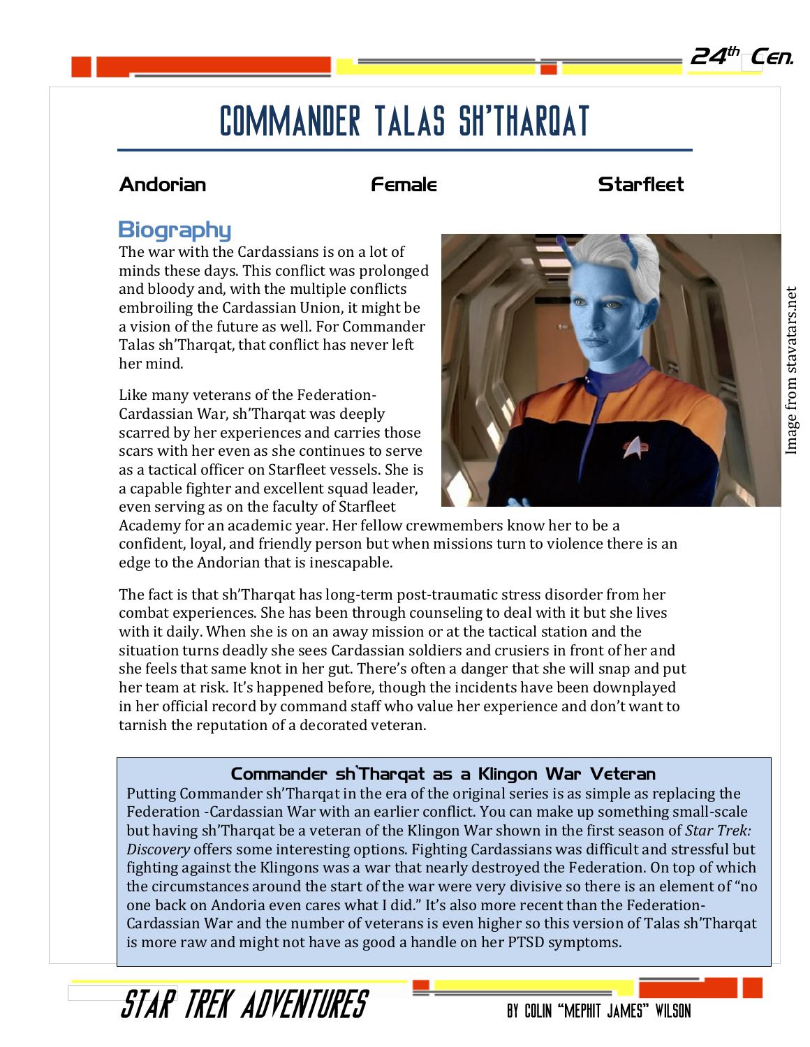# Commander Talas sh'Tharqat

**Andorian** | **Female** | **Starfleet**

## Biography

The war with the Cardassians is on a lot of minds these days. This conflict was prolonged and bloody and, with the multiple conflicts embroiling the Cardassian Union, it might be a vision of the future as well. For Commander Talas sh'Tharqat, that conflict has never left her mind.

Like many veterans of the Federation-Cardassian War, sh'Tharqat was deeply scarred by her experiences and carries those scars with her even as she continues to serve as a tactical officer on Starfleet vessels. She is a capable fighter and excellent squad leader, even serving as on the faculty of Starfleet Academy for an academic year. Her fellow crewmembers know her to be a confident, loyal, and friendly person but when missions turn to violence there is an edge to the Andorian that is inescapable.

The fact is that sh'Tharqat has long-term post-traumatic stress disorder from her combat experiences. She has been through counseling to deal with it but she lives with it daily. When she is on an away mission or at the tactical station and the situation turns deadly she sees Cardassian soldiers and crusiers in front of her and she feels that same knot in her gut. There's often a danger that she will snap and put her team at risk. It's happened before, though the incidents have been downplayed in her official record by command staff who value her experience and don't want to tarnish the reputation of a decorated veteran.

Image from stavatars.net

### Commander sh'Tharqat as a Klingon War Veteran

Putting Commander sh'Tharqat in the era of the original series is as simple as replacing the Federation -Cardassian War with an earlier conflict. You can make up something small-scale but having sh'Tharqat be a veteran of the Klingon War shown in the first season of *Star Trek: Discovery* offers some interesting options. Fighting Cardassians was difficult and stressful but fighting against the Klingons was a war that nearly destroyed the Federation. On top of which the circumstances around the start of the war were very divisive so there is an element of "no one back on Andoria even cares what I did." It's also more recent than the Federation-Cardassian War and the number of veterans is even higher so this version of Talas sh'Tharqat is more raw and might not have as good a handle on her PTSD symptoms.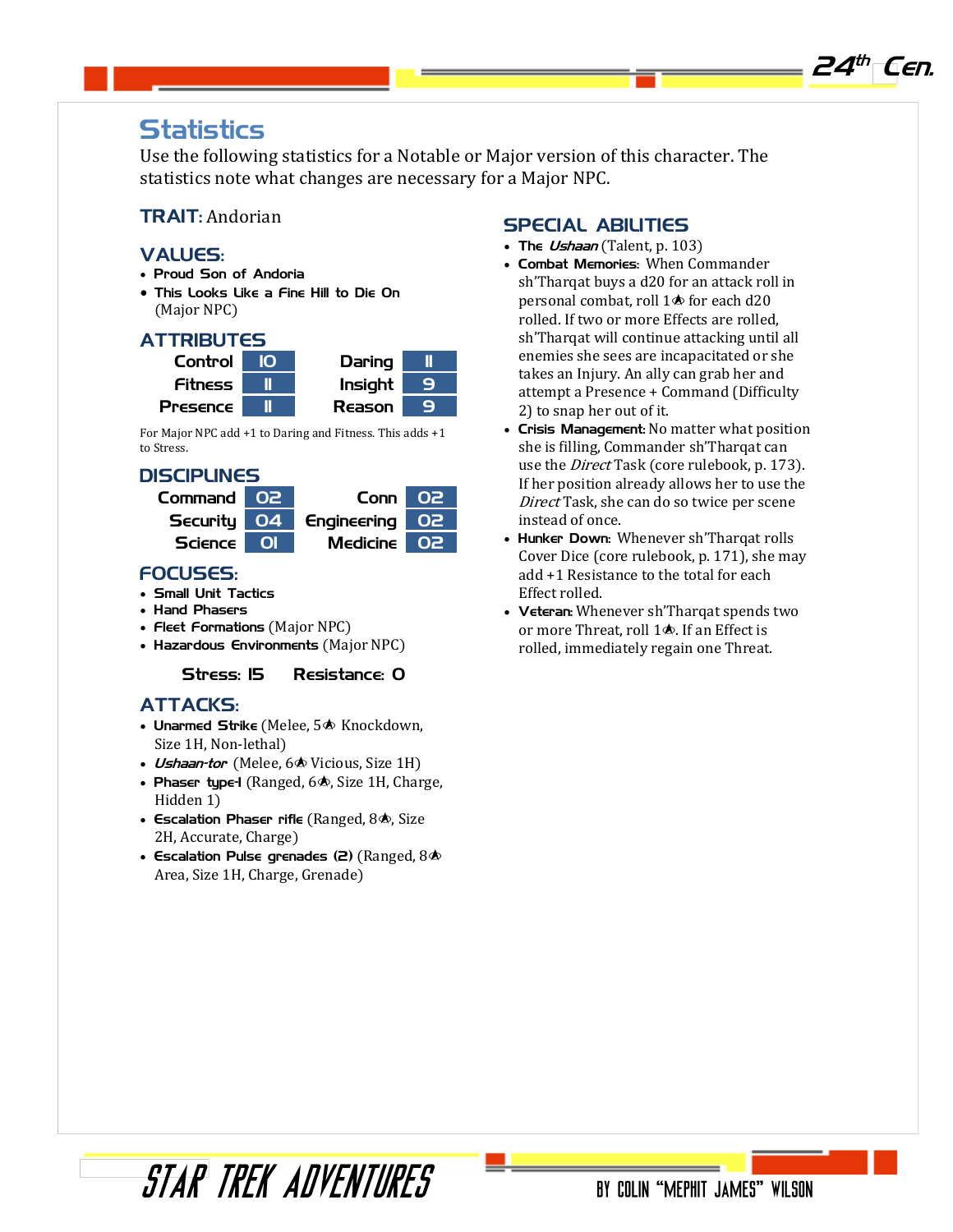## Statistics

Use the following statistics for a Notable or Major version of this character. The statistics note what changes are necessary for a Major NPC.

**TRAIT:** Andorian

### VALUES:

- **Proud Son of Andoria**
- **This Looks Like a Fine Hill to Die On** (Major NPC)

### ATTRIBUTES

| | | | |
|---|---|---|---|
| Control | 10 | Daring | 11 |
| Fitness | 11 | Insight | 9 |
| Presence | 11 | Reason | 9 |

For Major NPC add +1 to Daring and Fitness. This adds +1 to Stress.

### DISCIPLINES

| | | | |
|---|---|---|---|
| Command | 02 | Conn | 02 |
| Security | 04 | Engineering | 02 |
| Science | 01 | Medicine | 02 |

### FOCUSES:

- **Small Unit Tactics**
- **Hand Phasers**
- **Fleet Formations** (Major NPC)
- **Hazardous Environments** (Major NPC)

**Stress: 15 Resistance: 0**

### ATTACKS:

- **Unarmed Strike** (Melee, 5A Knockdown, Size 1H, Non-lethal)
- ***Ushaan-tor*** (Melee, 6A Vicious, Size 1H)
- **Phaser type-I** (Ranged, 6A, Size 1H, Charge, Hidden 1)
- **Escalation Phaser rifle** (Ranged, 8A, Size 2H, Accurate, Charge)
- **Escalation Pulse grenades (2)** (Ranged, 8A Area, Size 1H, Charge, Grenade)

### SPECIAL ABILITIES

- **The *Ushaan*** (Talent, p. 103)
- **Combat Memories:** When Commander sh'Tharqat buys a d20 for an attack roll in personal combat, roll 1A for each d20 rolled. If two or more Effects are rolled, sh'Tharqat will continue attacking until all enemies she sees are incapacitated or she takes an Injury. An ally can grab her and attempt a Presence + Command (Difficulty 2) to snap her out of it.
- **Crisis Management:** No matter what position she is filling, Commander sh'Tharqat can use the *Direct* Task (core rulebook, p. 173). If her position already allows her to use the *Direct* Task, she can do so twice per scene instead of once.
- **Hunker Down:** Whenever sh'Tharqat rolls Cover Dice (core rulebook, p. 171), she may add +1 Resistance to the total for each Effect rolled.
- **Veteran:** Whenever sh'Tharqat spends two or more Threat, roll 1A. If an Effect is rolled, immediately regain one Threat.